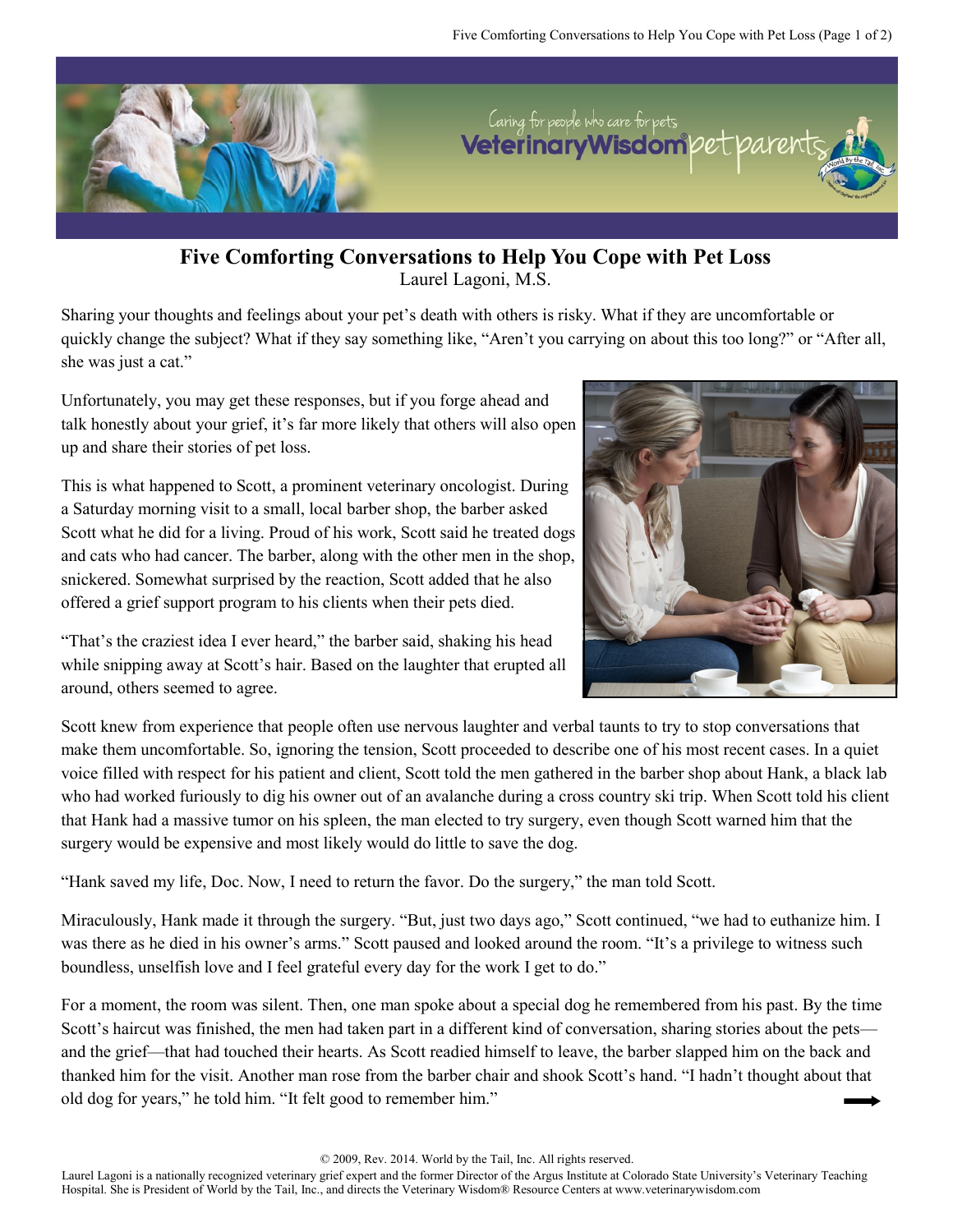# Five Comforting Conversations to Help You Cope with Pet Loss

Laurel Lagoni, M.S.

Sharing your thoughts and feelings about your pet's death with others is risky. What if they are uncomfortable or quickly change the subject? What if they say something like, "Aren't you carrying on about this too long?" or "After all, she was just a cat."

Unfortunately, you may get these responses, but if you forge ahead and talk honestly about your grief, it's far more likely that others will also open up and share their stories of pet loss.

This is what happened to Scott, a prominent veterinary oncologist. During a Saturday morning visit to a small, local barber shop, the barber asked Scott what he did for a living. Proud of his work, Scott said he treated dogs and cats who had cancer. The barber, along with the other men in the shop, snickered. Somewhat surprised by the reaction, Scott added that he also offered a grief support program to his clients when their pets died.

"That's the craziest idea I ever heard," the barber said, shaking his head while snipping away at Scott's hair. Based on the laughter that erupted all around, others seemed to agree.

Scott knew from experience that people often use nervous laughter and verbal taunts to try to stop conversations that make them uncomfortable. So, ignoring the tension, Scott proceeded to describe one of his most recent cases. In a quiet voice filled with respect for his patient and client, Scott told the men gathered in the barber shop about Hank, a black lab who had worked furiously to dig his owner out of an avalanche during a cross country ski trip. When Scott told his client that Hank had a massive tumor on his spleen, the man elected to try surgery, even though Scott warned him that the surgery would be expensive and most likely would do little to save the dog.

"Hank saved my life, Doc. Now, I need to return the favor. Do the surgery," the man told Scott.

Miraculously, Hank made it through the surgery. "But, just two days ago," Scott continued, "we had to euthanize him. I was there as he died in his owner's arms." Scott paused and looked around the room. "It's a privilege to witness such boundless, unselfish love and I feel grateful every day for the work I get to do."

For a moment, the room was silent. Then, one man spoke about a special dog he remembered from his past. By the time Scott's haircut was finished, the men had taken part in a different kind of conversation, sharing stories about the pets—and the grief—that had touched their hearts. As Scott readied himself to leave, the barber slapped him on the back and thanked him for the visit. Another man rose from the barber chair and shook Scott's hand. "I hadn't thought about that old dog for years," he told him. "It felt good to remember him."

© 2009, Rev. 2014. World by the Tail, Inc. All rights reserved.

Laurel Lagoni is a nationally recognized veterinary grief expert and the former Director of the Argus Institute at Colorado State University's Veterinary Teaching Hospital. She is President of World by the Tail, Inc., and directs the Veterinary Wisdom® Resource Centers at www.veterinarywisdom.com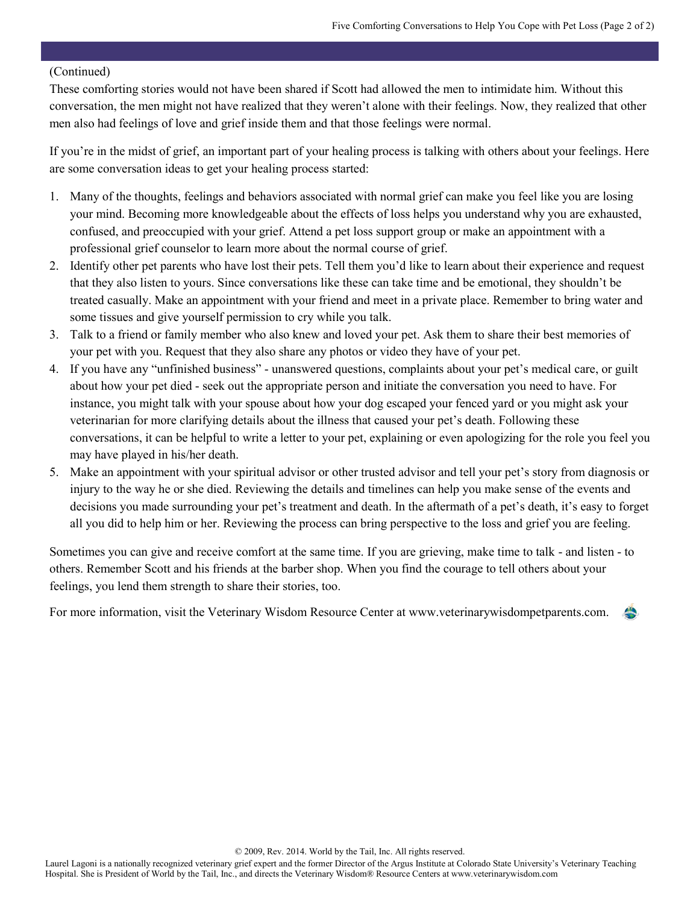(Continued)

These comforting stories would not have been shared if Scott had allowed the men to intimidate him. Without this conversation, the men might not have realized that they weren't alone with their feelings. Now, they realized that other men also had feelings of love and grief inside them and that those feelings were normal.

If you're in the midst of grief, an important part of your healing process is talking with others about your feelings. Here are some conversation ideas to get your healing process started:

1. Many of the thoughts, feelings and behaviors associated with normal grief can make you feel like you are losing your mind. Becoming more knowledgeable about the effects of loss helps you understand why you are exhausted, confused, and preoccupied with your grief. Attend a pet loss support group or make an appointment with a professional grief counselor to learn more about the normal course of grief.
2. Identify other pet parents who have lost their pets. Tell them you'd like to learn about their experience and request that they also listen to yours. Since conversations like these can take time and be emotional, they shouldn't be treated casually. Make an appointment with your friend and meet in a private place. Remember to bring water and some tissues and give yourself permission to cry while you talk.
3. Talk to a friend or family member who also knew and loved your pet. Ask them to share their best memories of your pet with you. Request that they also share any photos or video they have of your pet.
4. If you have any "unfinished business" - unanswered questions, complaints about your pet's medical care, or guilt about how your pet died - seek out the appropriate person and initiate the conversation you need to have. For instance, you might talk with your spouse about how your dog escaped your fenced yard or you might ask your veterinarian for more clarifying details about the illness that caused your pet's death. Following these conversations, it can be helpful to write a letter to your pet, explaining or even apologizing for the role you feel you may have played in his/her death.
5. Make an appointment with your spiritual advisor or other trusted advisor and tell your pet's story from diagnosis or injury to the way he or she died. Reviewing the details and timelines can help you make sense of the events and decisions you made surrounding your pet's treatment and death. In the aftermath of a pet's death, it's easy to forget all you did to help him or her. Reviewing the process can bring perspective to the loss and grief you are feeling.

Sometimes you can give and receive comfort at the same time. If you are grieving, make time to talk - and listen - to others. Remember Scott and his friends at the barber shop. When you find the courage to tell others about your feelings, you lend them strength to share their stories, too.

For more information, visit the Veterinary Wisdom Resource Center at www.veterinarywisdompetparents.com.

© 2009, Rev. 2014. World by the Tail, Inc. All rights reserved.

Laurel Lagoni is a nationally recognized veterinary grief expert and the former Director of the Argus Institute at Colorado State University's Veterinary Teaching Hospital. She is President of World by the Tail, Inc., and directs the Veterinary Wisdom® Resource Centers at www.veterinarywisdom.com